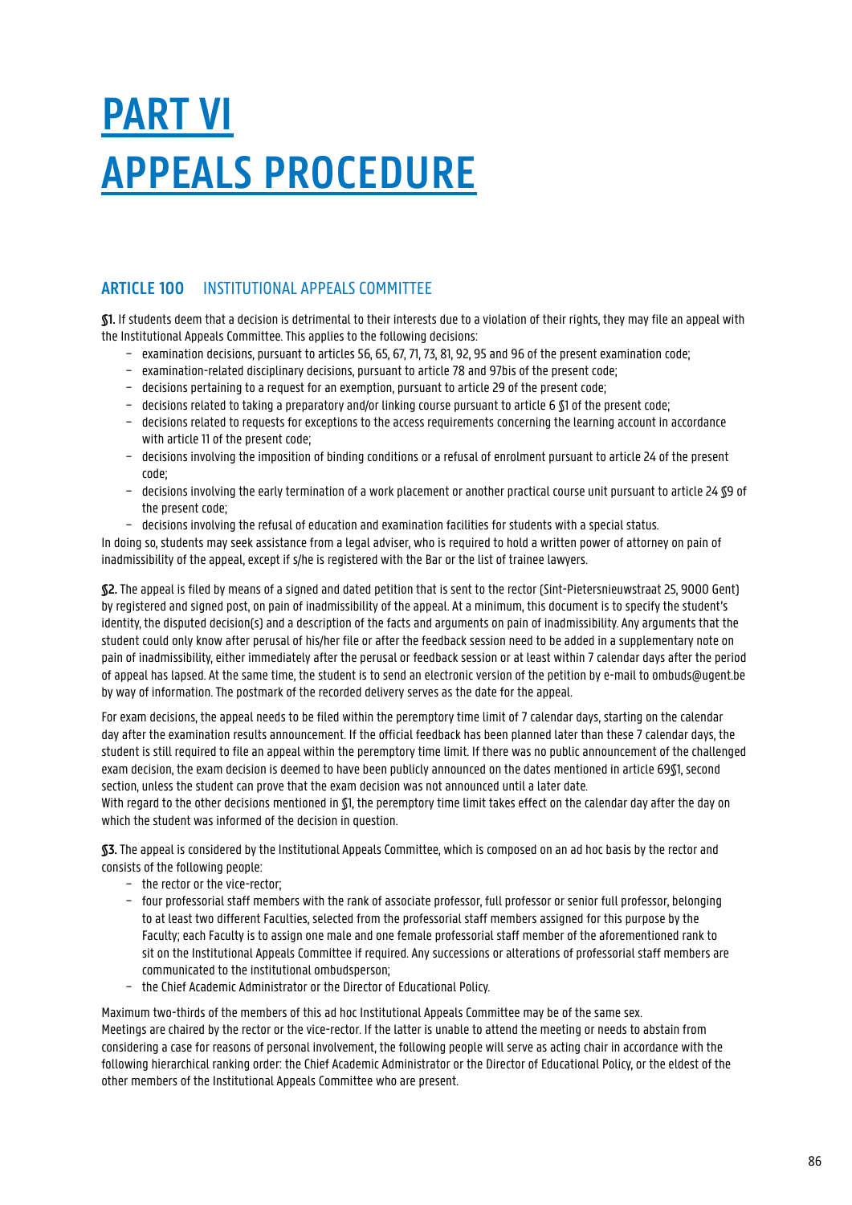# PART VI
# APPEALS PROCEDURE

## ARTICLE 100 INSTITUTIONAL APPEALS COMMITTEE

**§1.** If students deem that a decision is detrimental to their interests due to a violation of their rights, they may file an appeal with the Institutional Appeals Committee. This applies to the following decisions:

- examination decisions, pursuant to articles 56, 65, 67, 71, 73, 81, 92, 95 and 96 of the present examination code;
- examination-related disciplinary decisions, pursuant to article 78 and 97bis of the present code;
- decisions pertaining to a request for an exemption, pursuant to article 29 of the present code;
- decisions related to taking a preparatory and/or linking course pursuant to article 6 §1 of the present code;
- decisions related to requests for exceptions to the access requirements concerning the learning account in accordance with article 11 of the present code;
- decisions involving the imposition of binding conditions or a refusal of enrolment pursuant to article 24 of the present code;
- decisions involving the early termination of a work placement or another practical course unit pursuant to article 24 §9 of the present code;
- decisions involving the refusal of education and examination facilities for students with a special status.

In doing so, students may seek assistance from a legal adviser, who is required to hold a written power of attorney on pain of inadmissibility of the appeal, except if s/he is registered with the Bar or the list of trainee lawyers.

**§2.** The appeal is filed by means of a signed and dated petition that is sent to the rector (Sint-Pietersnieuwstraat 25, 9000 Gent) by registered and signed post, on pain of inadmissibility of the appeal. At a minimum, this document is to specify the student's identity, the disputed decision(s) and a description of the facts and arguments on pain of inadmissibility. Any arguments that the student could only know after perusal of his/her file or after the feedback session need to be added in a supplementary note on pain of inadmissibility, either immediately after the perusal or feedback session or at least within 7 calendar days after the period of appeal has lapsed. At the same time, the student is to send an electronic version of the petition by e-mail to ombuds@ugent.be by way of information. The postmark of the recorded delivery serves as the date for the appeal.

For exam decisions, the appeal needs to be filed within the peremptory time limit of 7 calendar days, starting on the calendar day after the examination results announcement. If the official feedback has been planned later than these 7 calendar days, the student is still required to file an appeal within the peremptory time limit. If there was no public announcement of the challenged exam decision, the exam decision is deemed to have been publicly announced on the dates mentioned in article 69§1, second section, unless the student can prove that the exam decision was not announced until a later date.

With regard to the other decisions mentioned in §1, the peremptory time limit takes effect on the calendar day after the day on which the student was informed of the decision in question.

**§3.** The appeal is considered by the Institutional Appeals Committee, which is composed on an ad hoc basis by the rector and consists of the following people:

- the rector or the vice-rector;
- four professorial staff members with the rank of associate professor, full professor or senior full professor, belonging to at least two different Faculties, selected from the professorial staff members assigned for this purpose by the Faculty; each Faculty is to assign one male and one female professorial staff member of the aforementioned rank to sit on the Institutional Appeals Committee if required. Any successions or alterations of professorial staff members are communicated to the institutional ombudsperson;
- the Chief Academic Administrator or the Director of Educational Policy.

Maximum two-thirds of the members of this ad hoc Institutional Appeals Committee may be of the same sex.

Meetings are chaired by the rector or the vice-rector. If the latter is unable to attend the meeting or needs to abstain from considering a case for reasons of personal involvement, the following people will serve as acting chair in accordance with the following hierarchical ranking order: the Chief Academic Administrator or the Director of Educational Policy, or the eldest of the other members of the Institutional Appeals Committee who are present.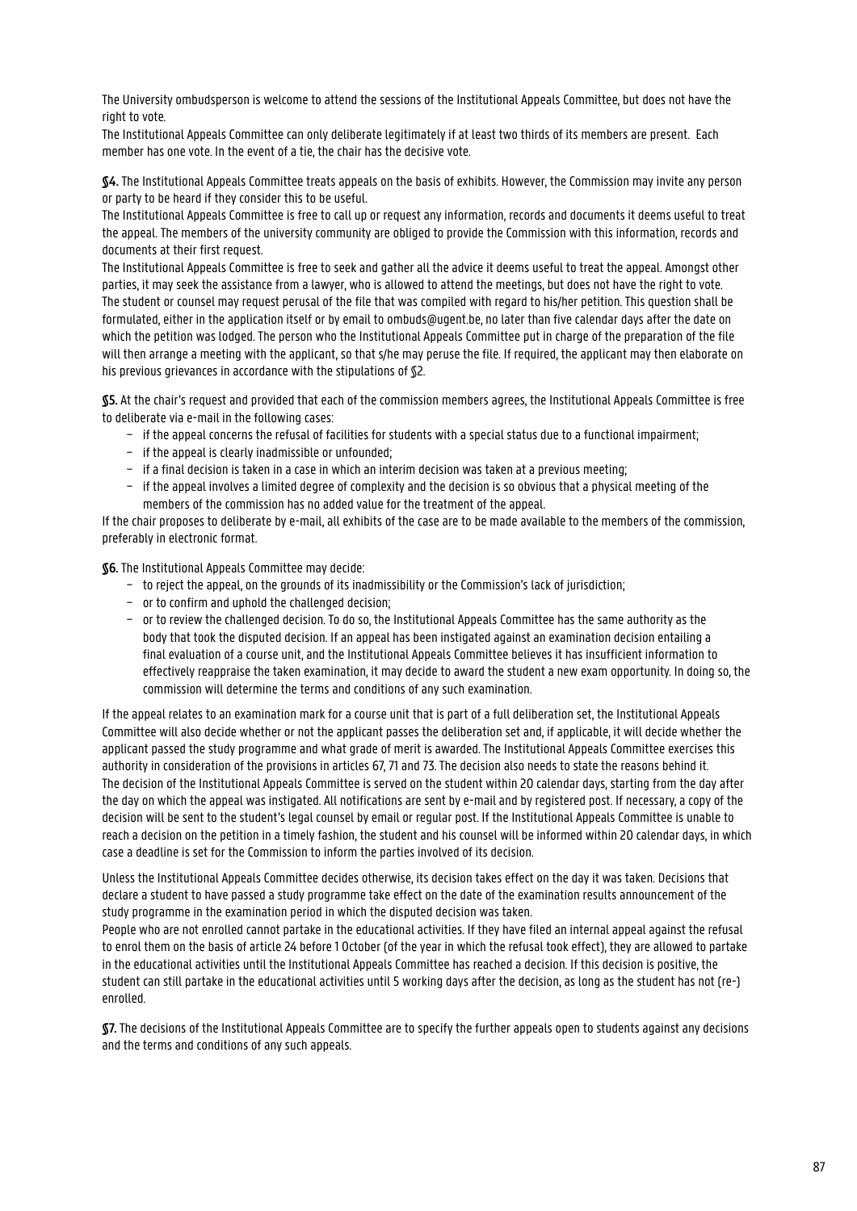The University ombudsperson is welcome to attend the sessions of the Institutional Appeals Committee, but does not have the right to vote.
The Institutional Appeals Committee can only deliberate legitimately if at least two thirds of its members are present. Each member has one vote. In the event of a tie, the chair has the decisive vote.

**§4.** The Institutional Appeals Committee treats appeals on the basis of exhibits. However, the Commission may invite any person or party to be heard if they consider this to be useful.
The Institutional Appeals Committee is free to call up or request any information, records and documents it deems useful to treat the appeal. The members of the university community are obliged to provide the Commission with this information, records and documents at their first request.
The Institutional Appeals Committee is free to seek and gather all the advice it deems useful to treat the appeal. Amongst other parties, it may seek the assistance from a lawyer, who is allowed to attend the meetings, but does not have the right to vote.
The student or counsel may request perusal of the file that was compiled with regard to his/her petition. This question shall be formulated, either in the application itself or by email to ombuds@ugent.be, no later than five calendar days after the date on which the petition was lodged. The person who the Institutional Appeals Committee put in charge of the preparation of the file will then arrange a meeting with the applicant, so that s/he may peruse the file. If required, the applicant may then elaborate on his previous grievances in accordance with the stipulations of §2.

**§5.** At the chair's request and provided that each of the commission members agrees, the Institutional Appeals Committee is free to deliberate via e-mail in the following cases:

- if the appeal concerns the refusal of facilities for students with a special status due to a functional impairment;
- if the appeal is clearly inadmissible or unfounded;
- if a final decision is taken in a case in which an interim decision was taken at a previous meeting;
- if the appeal involves a limited degree of complexity and the decision is so obvious that a physical meeting of the members of the commission has no added value for the treatment of the appeal.

If the chair proposes to deliberate by e-mail, all exhibits of the case are to be made available to the members of the commission, preferably in electronic format.

**§6.** The Institutional Appeals Committee may decide:

- to reject the appeal, on the grounds of its inadmissibility or the Commission's lack of jurisdiction;
- or to confirm and uphold the challenged decision;
- or to review the challenged decision. To do so, the Institutional Appeals Committee has the same authority as the body that took the disputed decision. If an appeal has been instigated against an examination decision entailing a final evaluation of a course unit, and the Institutional Appeals Committee believes it has insufficient information to effectively reappraise the taken examination, it may decide to award the student a new exam opportunity. In doing so, the commission will determine the terms and conditions of any such examination.

If the appeal relates to an examination mark for a course unit that is part of a full deliberation set, the Institutional Appeals Committee will also decide whether or not the applicant passes the deliberation set and, if applicable, it will decide whether the applicant passed the study programme and what grade of merit is awarded. The Institutional Appeals Committee exercises this authority in consideration of the provisions in articles 67, 71 and 73. The decision also needs to state the reasons behind it.
The decision of the Institutional Appeals Committee is served on the student within 20 calendar days, starting from the day after the day on which the appeal was instigated. All notifications are sent by e-mail and by registered post. If necessary, a copy of the decision will be sent to the student's legal counsel by email or regular post. If the Institutional Appeals Committee is unable to reach a decision on the petition in a timely fashion, the student and his counsel will be informed within 20 calendar days, in which case a deadline is set for the Commission to inform the parties involved of its decision.

Unless the Institutional Appeals Committee decides otherwise, its decision takes effect on the day it was taken. Decisions that declare a student to have passed a study programme take effect on the date of the examination results announcement of the study programme in the examination period in which the disputed decision was taken.
People who are not enrolled cannot partake in the educational activities. If they have filed an internal appeal against the refusal to enrol them on the basis of article 24 before 1 October (of the year in which the refusal took effect), they are allowed to partake in the educational activities until the Institutional Appeals Committee has reached a decision. If this decision is positive, the student can still partake in the educational activities until 5 working days after the decision, as long as the student has not (re-) enrolled.

**§7.** The decisions of the Institutional Appeals Committee are to specify the further appeals open to students against any decisions and the terms and conditions of any such appeals.